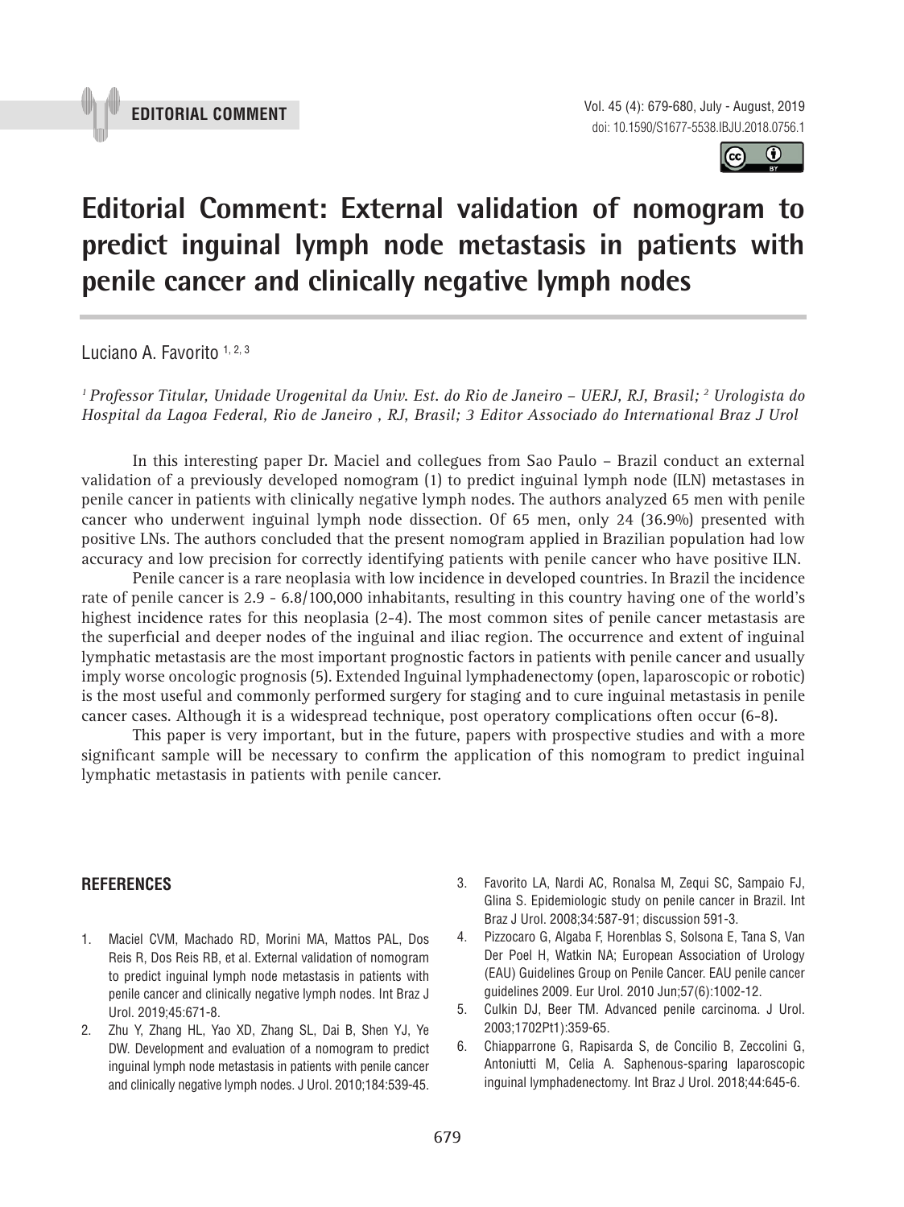EDITORIAL COMMENT

# Editorial Comment: External validation of nomogram to predict inguinal lymph node metastasis in patients with penile cancer and clinically negative lymph nodes

Luciano A. Favorito [1, 2, 3]

*[1] Professor Titular, Unidade Urogenital da Univ. Est. do Rio de Janeiro – UERJ, RJ, Brasil; [2] Urologista do Hospital da Lagoa Federal, Rio de Janeiro , RJ, Brasil; 3 Editor Associado do International Braz J Urol*

In this interesting paper Dr. Maciel and collegues from Sao Paulo – Brazil conduct an external validation of a previously developed nomogram (1) to predict inguinal lymph node (ILN) metastases in penile cancer in patients with clinically negative lymph nodes. The authors analyzed 65 men with penile cancer who underwent inguinal lymph node dissection. Of 65 men, only 24 (36.9%) presented with positive LNs. The authors concluded that the present nomogram applied in Brazilian population had low accuracy and low precision for correctly identifying patients with penile cancer who have positive ILN.

Penile cancer is a rare neoplasia with low incidence in developed countries. In Brazil the incidence rate of penile cancer is 2.9 - 6.8/100,000 inhabitants, resulting in this country having one of the world's highest incidence rates for this neoplasia (2-4). The most common sites of penile cancer metastasis are the superficial and deeper nodes of the inguinal and iliac region. The occurrence and extent of inguinal lymphatic metastasis are the most important prognostic factors in patients with penile cancer and usually imply worse oncologic prognosis (5). Extended Inguinal lymphadenectomy (open, laparoscopic or robotic) is the most useful and commonly performed surgery for staging and to cure inguinal metastasis in penile cancer cases. Although it is a widespread technique, post operatory complications often occur (6-8).

This paper is very important, but in the future, papers with prospective studies and with a more significant sample will be necessary to confirm the application of this nomogram to predict inguinal lymphatic metastasis in patients with penile cancer.

## REFERENCES

1. Maciel CVM, Machado RD, Morini MA, Mattos PAL, Dos Reis R, Dos Reis RB, et al. External validation of nomogram to predict inguinal lymph node metastasis in patients with penile cancer and clinically negative lymph nodes. Int Braz J Urol. 2019;45:671-8.
2. Zhu Y, Zhang HL, Yao XD, Zhang SL, Dai B, Shen YJ, Ye DW. Development and evaluation of a nomogram to predict inguinal lymph node metastasis in patients with penile cancer and clinically negative lymph nodes. J Urol. 2010;184:539-45.
3. Favorito LA, Nardi AC, Ronalsa M, Zequi SC, Sampaio FJ, Glina S. Epidemiologic study on penile cancer in Brazil. Int Braz J Urol. 2008;34:587-91; discussion 591-3.
4. Pizzocaro G, Algaba F, Horenblas S, Solsona E, Tana S, Van Der Poel H, Watkin NA; European Association of Urology (EAU) Guidelines Group on Penile Cancer. EAU penile cancer guidelines 2009. Eur Urol. 2010 Jun;57(6):1002-12.
5. Culkin DJ, Beer TM. Advanced penile carcinoma. J Urol. 2003;1702Pt1):359-65.
6. Chiapparrone G, Rapisarda S, de Concilio B, Zeccolini G, Antoniutti M, Celia A. Saphenous-sparing laparoscopic inguinal lymphadenectomy. Int Braz J Urol. 2018;44:645-6.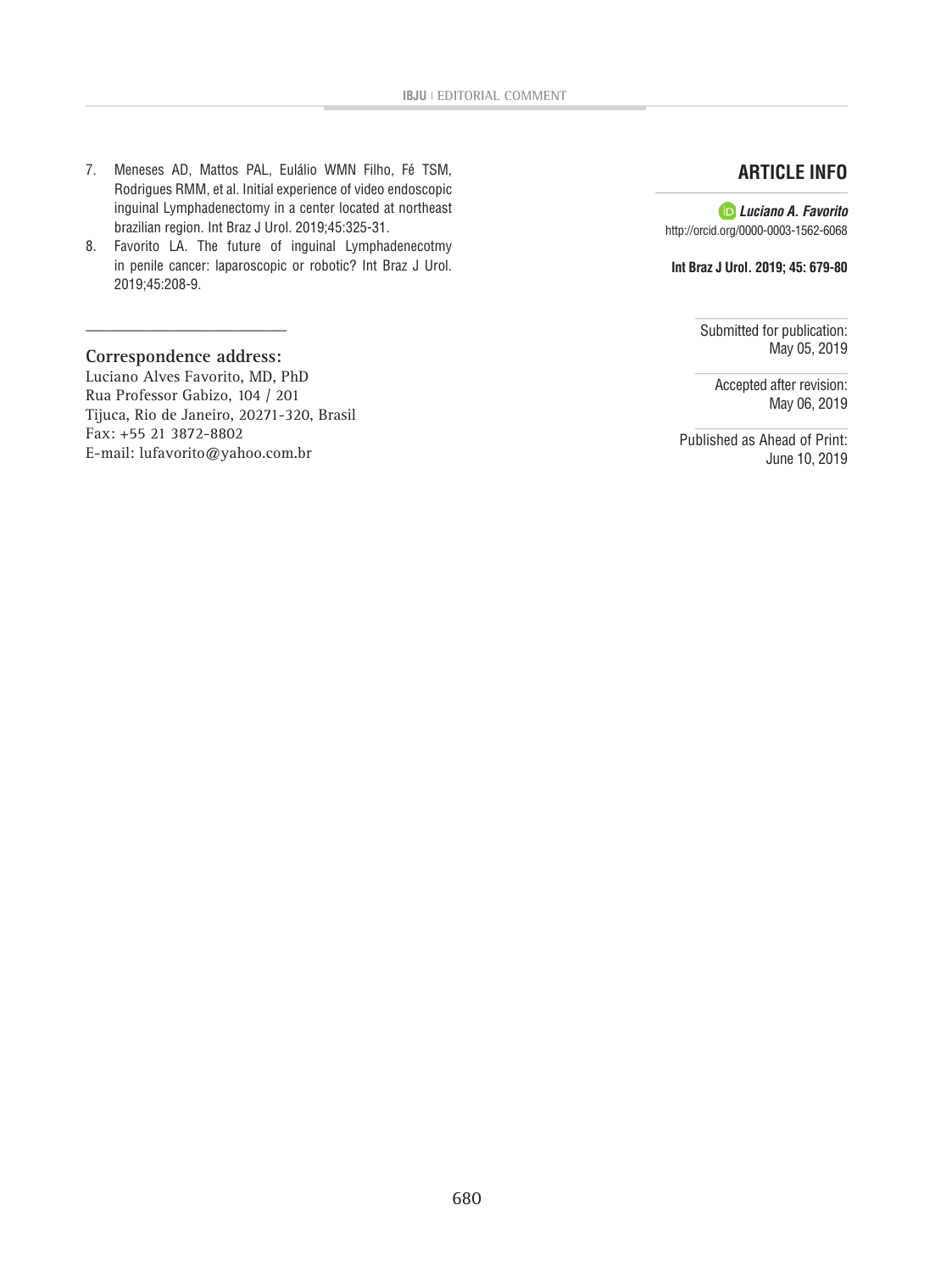7. Meneses AD, Mattos PAL, Eulálio WMN Filho, Fé TSM, Rodrigues RMM, et al. Initial experience of video endoscopic inguinal Lymphadenectomy in a center located at northeast brazilian region. Int Braz J Urol. 2019;45:325-31.
8. Favorito LA. The future of inguinal Lymphadenecotmy in penile cancer: laparoscopic or robotic? Int Braz J Urol. 2019;45:208-9.

---

**Correspondence address:**
Luciano Alves Favorito, MD, PhD
Rua Professor Gabizo, 104 / 201
Tijuca, Rio de Janeiro, 20271-320, Brasil
Fax: +55 21 3872-8802
E-mail: lufavorito@yahoo.com.br

## ARTICLE INFO

***Luciano A. Favorito***
http://orcid.org/0000-0003-1562-6068

**Int Braz J Urol. 2019; 45: 679-80**

Submitted for publication:
May 05, 2019

Accepted after revision:
May 06, 2019

Published as Ahead of Print:
June 10, 2019